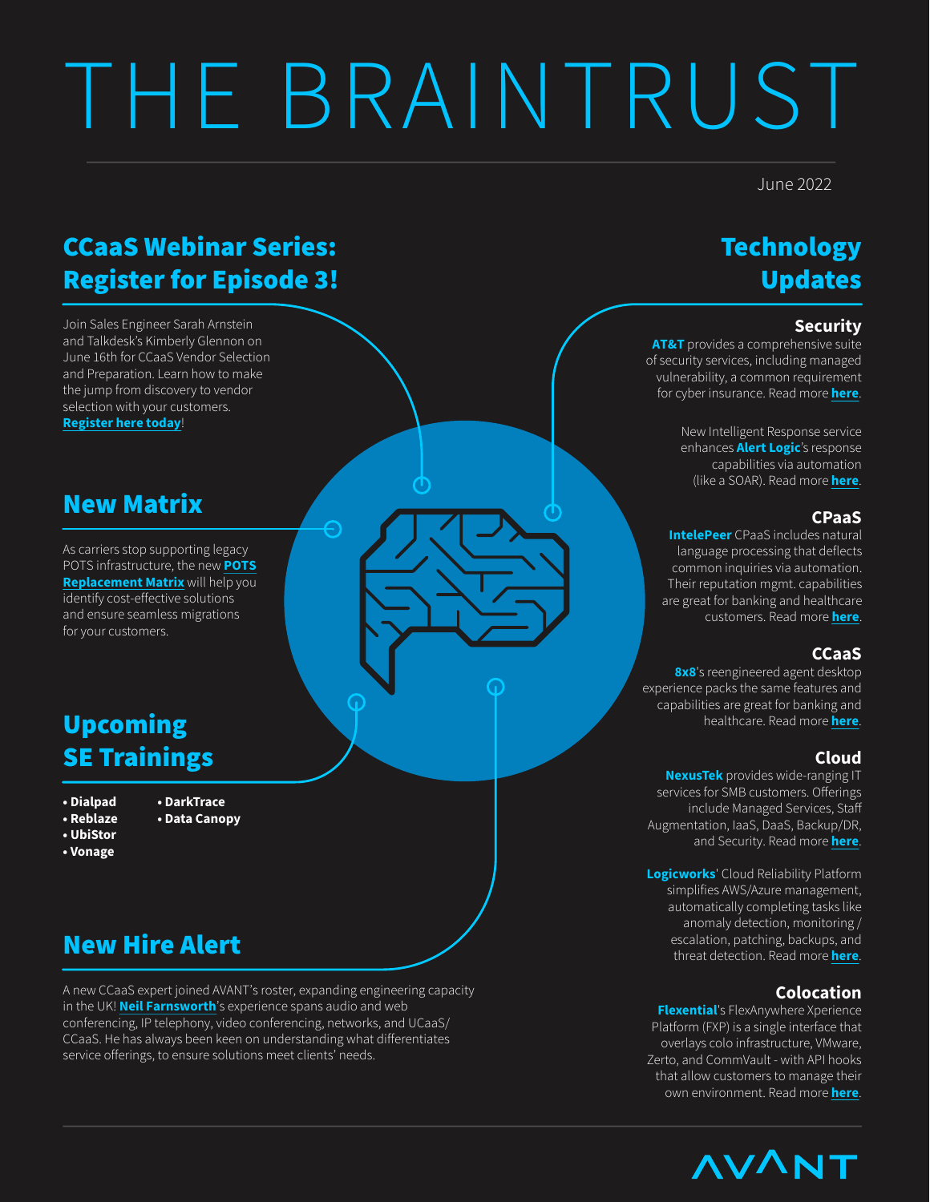# THE BRAINTRUST

June 2022

## CCaaS Webinar Series: Register for Episode 3!

Join Sales Engineer Sarah Arnstein and Talkdesk's Kimberly Glennon on June 16th for CCaaS Vendor Selection and Preparation. Learn how to make the jump from discovery to vendor selection with your customers. **Register here today**!

## New Matrix

As carriers stop supporting legacy POTS infrastructure, the new **POTS Replacement Matrix** will help you identify cost-effective solutions and ensure seamless migrations for your customers.

## Upcoming SE Trainings

- **Dialpad**
- **Reblaze**
- **UbiStor**
- **Vonage**
- **DarkTrace**
- **Data Canopy**

## New Hire Alert

A new CCaaS expert joined AVANT's roster, expanding engineering capacity in the UK! **Neil Farnsworth**'s experience spans audio and web conferencing, IP telephony, video conferencing, networks, and UCaaS/CCaaS. He has always been keen on understanding what differentiates service offerings, to ensure solutions meet clients' needs.

## Technology Updates

### Security

**AT&T** provides a comprehensive suite of security services, including managed vulnerability, a common requirement for cyber insurance. Read more **here**.

New Intelligent Response service enhances **Alert Logic**'s response capabilities via automation (like a SOAR). Read more **here**.

### CPaaS

**IntelePeer** CPaaS includes natural language processing that deflects common inquiries via automation. Their reputation mgmt. capabilities are great for banking and healthcare customers. Read more **here**.

### CCaaS

**8x8**'s reengineered agent desktop experience packs the same features and capabilities are great for banking and healthcare. Read more **here**.

### Cloud

**NexusTek** provides wide-ranging IT services for SMB customers. Offerings include Managed Services, Staff Augmentation, IaaS, DaaS, Backup/DR, and Security. Read more **here**.

**Logicworks**' Cloud Reliability Platform simplifies AWS/Azure management, automatically completing tasks like anomaly detection, monitoring / escalation, patching, backups, and threat detection. Read more **here**.

### Colocation

**Flexential**'s FlexAnywhere Xperience Platform (FXP) is a single interface that overlays colo infrastructure, VMware, Zerto, and CommVault - with API hooks that allow customers to manage their own environment. Read more **here**.

AVANT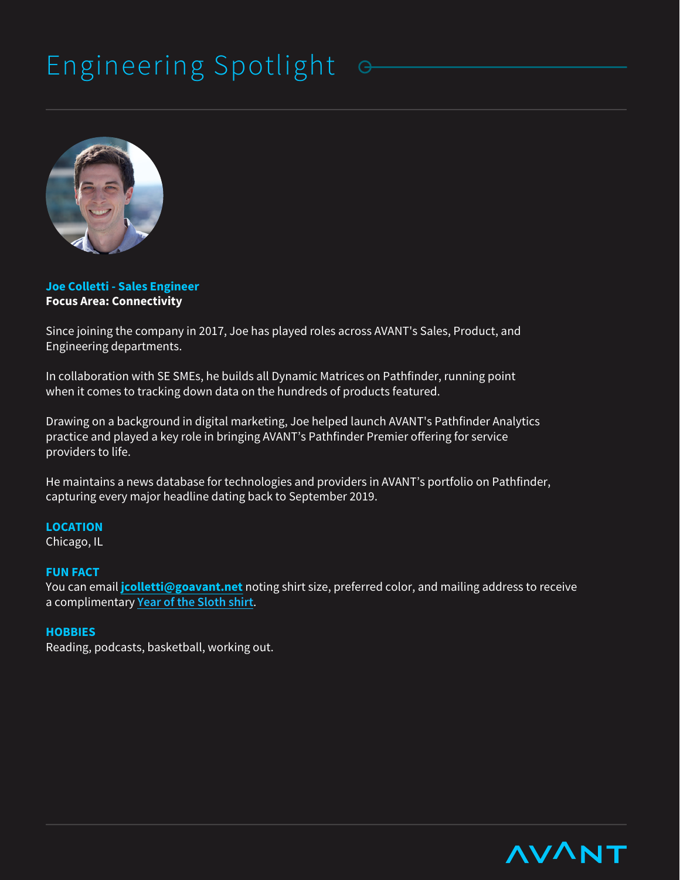# Engineering Spotlight

**Joe Colletti - Sales Engineer**
**Focus Area: Connectivity**

Since joining the company in 2017, Joe has played roles across AVANT's Sales, Product, and Engineering departments.

In collaboration with SE SMEs, he builds all Dynamic Matrices on Pathfinder, running point when it comes to tracking down data on the hundreds of products featured.

Drawing on a background in digital marketing, Joe helped launch AVANT's Pathfinder Analytics practice and played a key role in bringing AVANT's Pathfinder Premier offering for service providers to life.

He maintains a news database for technologies and providers in AVANT's portfolio on Pathfinder, capturing every major headline dating back to September 2019.

**LOCATION**
Chicago, IL

**FUN FACT**
You can email **jcolletti@goavant.net** noting shirt size, preferred color, and mailing address to receive a complimentary Year of the Sloth shirt.

**HOBBIES**
Reading, podcasts, basketball, working out.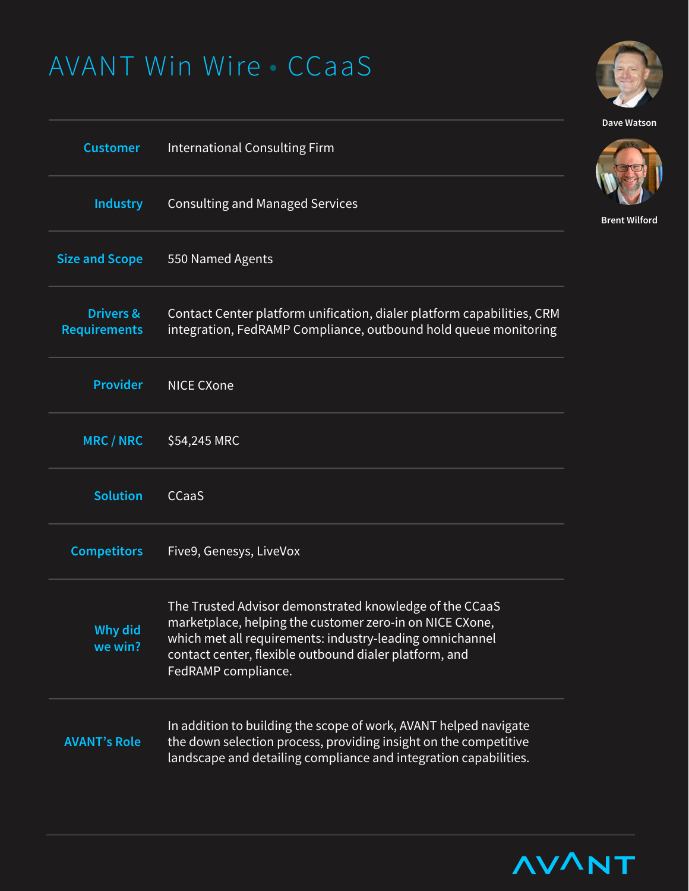# AVANT Win Wire • CCaaS

Dave Watson

Brent Wilford

| | |
|---|---|
| **Customer** | International Consulting Firm |
| **Industry** | Consulting and Managed Services |
| **Size and Scope** | 550 Named Agents |
| **Drivers & Requirements** | Contact Center platform unification, dialer platform capabilities, CRM integration, FedRAMP Compliance, outbound hold queue monitoring |
| **Provider** | NICE CXone |
| **MRC / NRC** | $54,245 MRC |
| **Solution** | CCaaS |
| **Competitors** | Five9, Genesys, LiveVox |
| **Why did we win?** | The Trusted Advisor demonstrated knowledge of the CCaaS marketplace, helping the customer zero-in on NICE CXone, which met all requirements: industry-leading omnichannel contact center, flexible outbound dialer platform, and FedRAMP compliance. |
| **AVANT's Role** | In addition to building the scope of work, AVANT helped navigate the down selection process, providing insight on the competitive landscape and detailing compliance and integration capabilities. |

AVANT